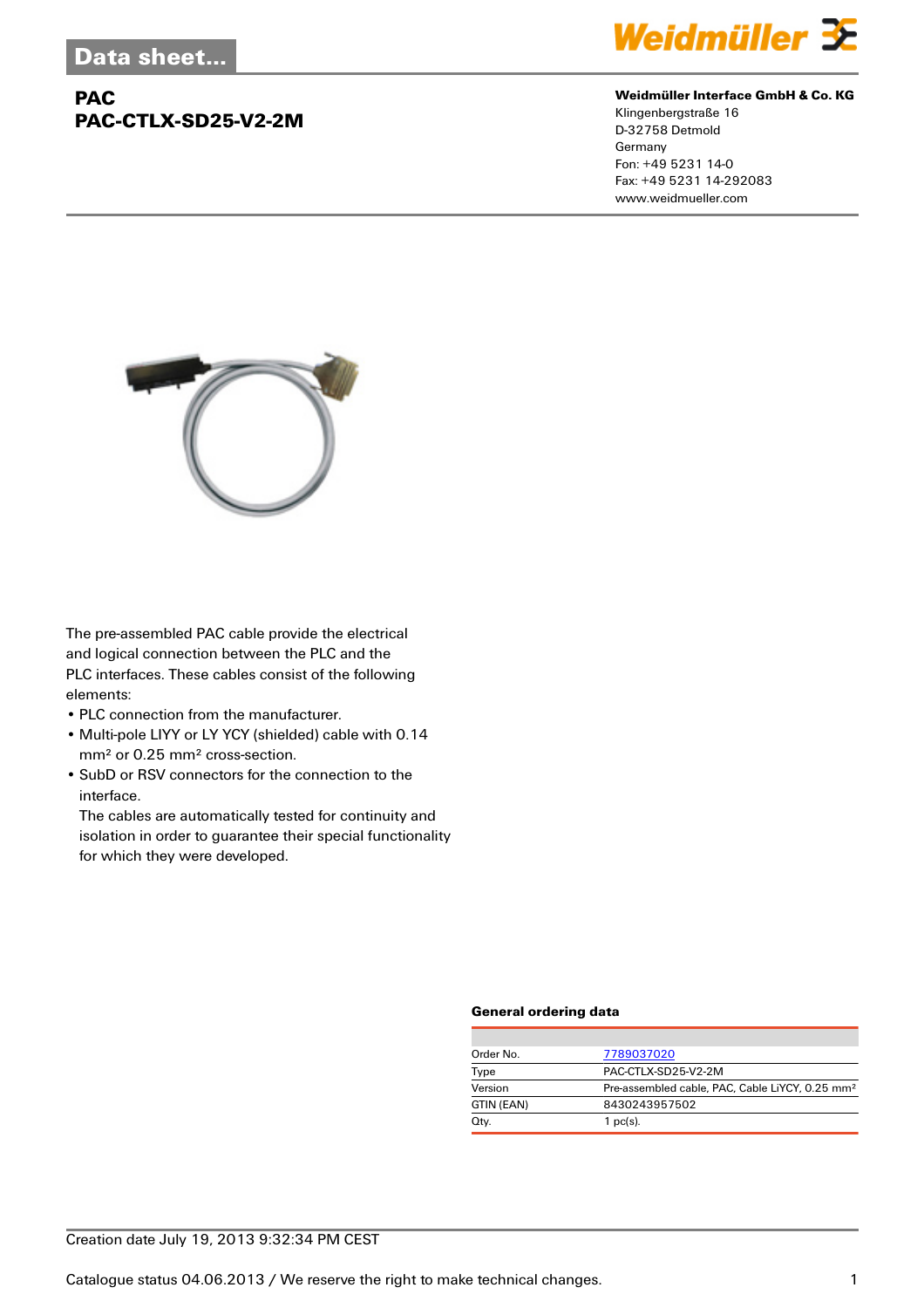Data sheet...

# PAC
# PAC-CTLX-SD25-V2-2M

**Weidmüller Interface GmbH & Co. KG**
Klingenbergstraße 16
D-32758 Detmold
Germany
Fon: +49 5231 14-0
Fax: +49 5231 14-292083
www.weidmueller.com

The pre-assembled PAC cable provide the electrical and logical connection between the PLC and the PLC interfaces. These cables consist of the following elements:

- PLC connection from the manufacturer.
- Multi-pole LIYY or LY YCY (shielded) cable with 0.14 mm² or 0.25 mm² cross-section.
- SubD or RSV connectors for the connection to the interface.
  The cables are automatically tested for continuity and isolation in order to guarantee their special functionality for which they were developed.

### General ordering data

| | |
|---|---|
| Order No. | 7789037020 |
| Type | PAC-CTLX-SD25-V2-2M |
| Version | Pre-assembled cable, PAC, Cable LiYCY, 0.25 mm² |
| GTIN (EAN) | 8430243957502 |
| Qty. | 1 pc(s). |

Creation date July 19, 2013 9:32:34 PM CEST

Catalogue status 04.06.2013 / We reserve the right to make technical changes.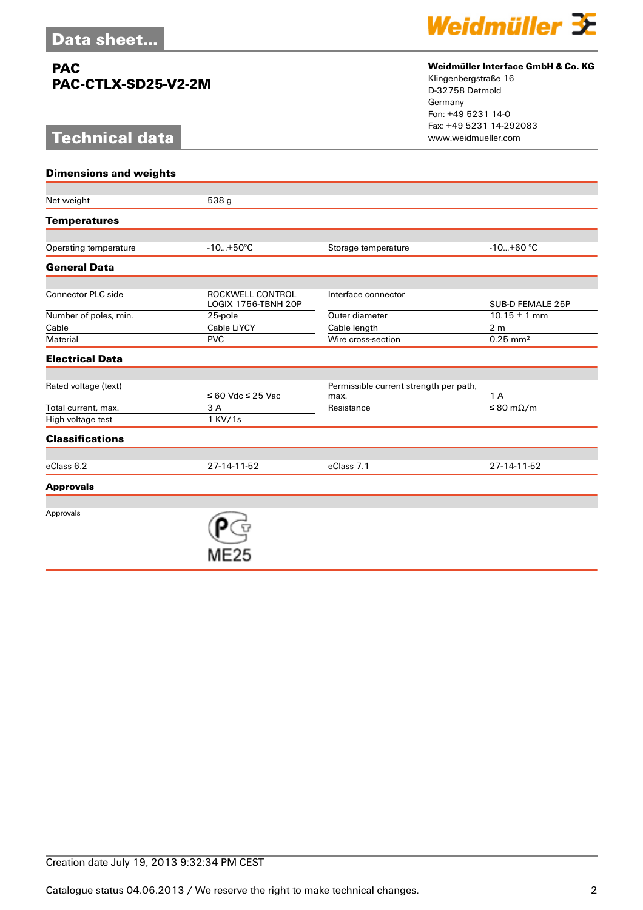# Data sheet...

## PAC
## PAC-CTLX-SD25-V2-2M

**Weidmüller Interface GmbH & Co. KG**
Klingenbergstraße 16
D-32758 Detmold
Germany
Fon: +49 5231 14-0
Fax: +49 5231 14-292083
www.weidmueller.com

## Technical data

### Dimensions and weights

| | | | |
|---|---|---|---|
| Net weight | 538 g | | |

### Temperatures

| | | | |
|---|---|---|---|
| Operating temperature | -10...+50°C | Storage temperature | -10...+60 °C |

### General Data

| | | | |
|---|---|---|---|
| Connector PLC side | ROCKWELL CONTROL LOGIX 1756-TBNH 20P | Interface connector | SUB-D FEMALE 25P |
| Number of poles, min. | 25-pole | Outer diameter | 10.15 ± 1 mm |
| Cable | Cable LiYCY | Cable length | 2 m |
| Material | PVC | Wire cross-section | 0.25 mm² |

### Electrical Data

| | | | |
|---|---|---|---|
| Rated voltage (text) | ≤ 60 Vdc ≤ 25 Vac | Permissible current strength per path, max. | 1 A |
| Total current, max. | 3 A | Resistance | ≤ 80 mΩ/m |
| High voltage test | 1 KV/1s | | |

### Classifications

| | | | |
|---|---|---|---|
| eClass 6.2 | 27-14-11-52 | eClass 7.1 | 27-14-11-52 |

### Approvals

Approvals

ME25

Creation date July 19, 2013 9:32:34 PM CEST

Catalogue status 04.06.2013 / We reserve the right to make technical changes.